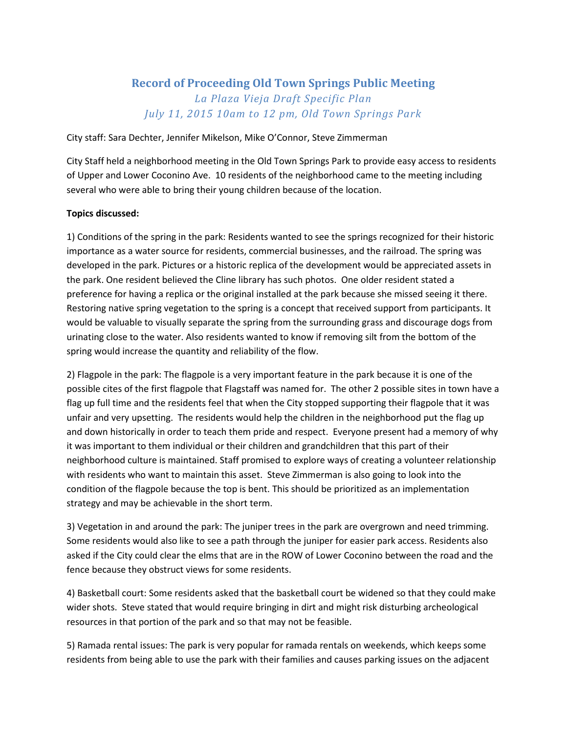# Record of Proceeding Old Town Springs Public Meeting

*La Plaza Vieja Draft Specific Plan*

*July 11, 2015 10am to 12 pm, Old Town Springs Park*

City staff: Sara Dechter, Jennifer Mikelson, Mike O'Connor, Steve Zimmerman

City Staff held a neighborhood meeting in the Old Town Springs Park to provide easy access to residents of Upper and Lower Coconino Ave. 10 residents of the neighborhood came to the meeting including several who were able to bring their young children because of the location.

**Topics discussed:**

1) Conditions of the spring in the park: Residents wanted to see the springs recognized for their historic importance as a water source for residents, commercial businesses, and the railroad. The spring was developed in the park. Pictures or a historic replica of the development would be appreciated assets in the park. One resident believed the Cline library has such photos. One older resident stated a preference for having a replica or the original installed at the park because she missed seeing it there. Restoring native spring vegetation to the spring is a concept that received support from participants. It would be valuable to visually separate the spring from the surrounding grass and discourage dogs from urinating close to the water. Also residents wanted to know if removing silt from the bottom of the spring would increase the quantity and reliability of the flow.

2) Flagpole in the park: The flagpole is a very important feature in the park because it is one of the possible cites of the first flagpole that Flagstaff was named for. The other 2 possible sites in town have a flag up full time and the residents feel that when the City stopped supporting their flagpole that it was unfair and very upsetting. The residents would help the children in the neighborhood put the flag up and down historically in order to teach them pride and respect. Everyone present had a memory of why it was important to them individual or their children and grandchildren that this part of their neighborhood culture is maintained. Staff promised to explore ways of creating a volunteer relationship with residents who want to maintain this asset. Steve Zimmerman is also going to look into the condition of the flagpole because the top is bent. This should be prioritized as an implementation strategy and may be achievable in the short term.

3) Vegetation in and around the park: The juniper trees in the park are overgrown and need trimming. Some residents would also like to see a path through the juniper for easier park access. Residents also asked if the City could clear the elms that are in the ROW of Lower Coconino between the road and the fence because they obstruct views for some residents.

4) Basketball court: Some residents asked that the basketball court be widened so that they could make wider shots. Steve stated that would require bringing in dirt and might risk disturbing archeological resources in that portion of the park and so that may not be feasible.

5) Ramada rental issues: The park is very popular for ramada rentals on weekends, which keeps some residents from being able to use the park with their families and causes parking issues on the adjacent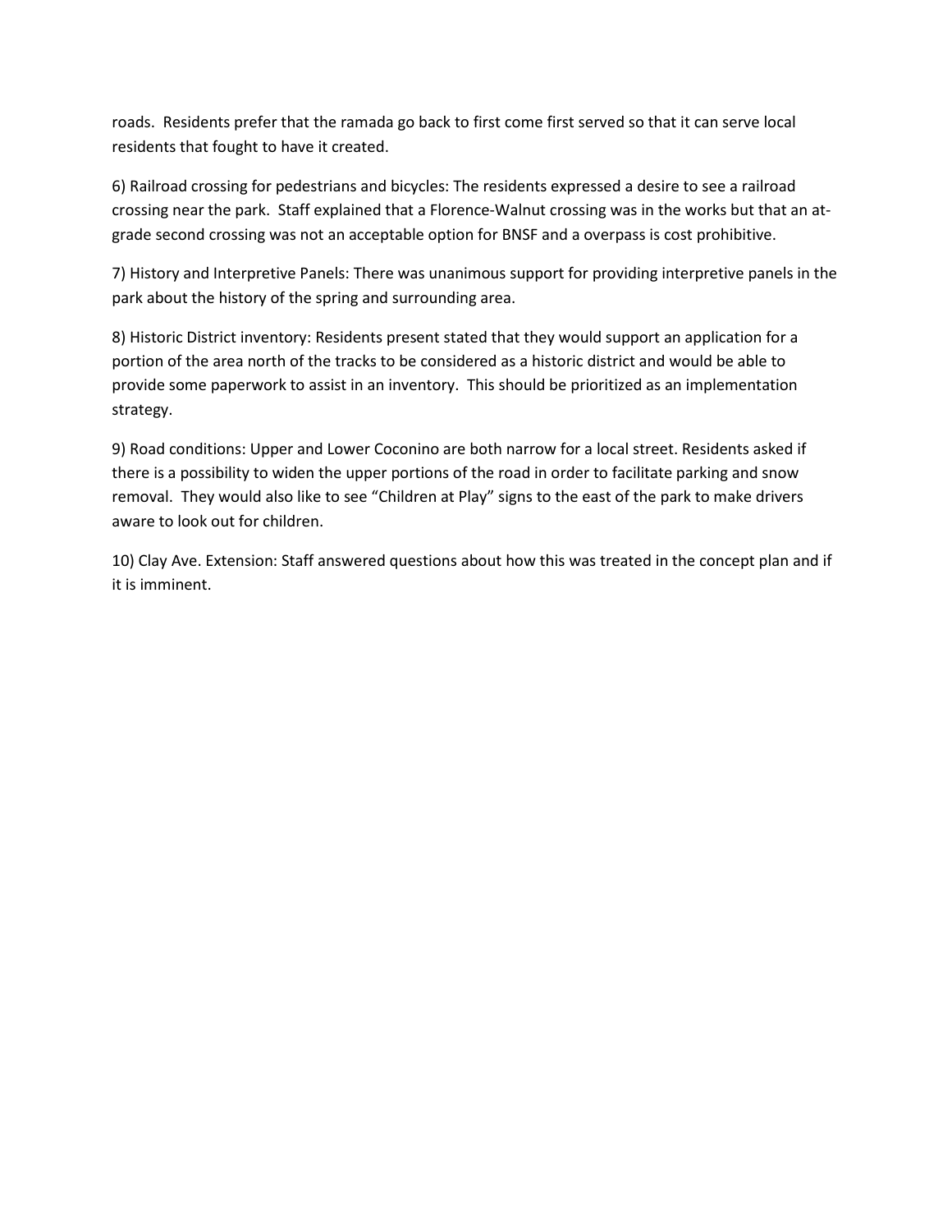roads. Residents prefer that the ramada go back to first come first served so that it can serve local residents that fought to have it created.

6) Railroad crossing for pedestrians and bicycles: The residents expressed a desire to see a railroad crossing near the park. Staff explained that a Florence-Walnut crossing was in the works but that an at-grade second crossing was not an acceptable option for BNSF and a overpass is cost prohibitive.

7) History and Interpretive Panels: There was unanimous support for providing interpretive panels in the park about the history of the spring and surrounding area.

8) Historic District inventory: Residents present stated that they would support an application for a portion of the area north of the tracks to be considered as a historic district and would be able to provide some paperwork to assist in an inventory. This should be prioritized as an implementation strategy.

9) Road conditions: Upper and Lower Coconino are both narrow for a local street. Residents asked if there is a possibility to widen the upper portions of the road in order to facilitate parking and snow removal. They would also like to see "Children at Play" signs to the east of the park to make drivers aware to look out for children.

10) Clay Ave. Extension: Staff answered questions about how this was treated in the concept plan and if it is imminent.